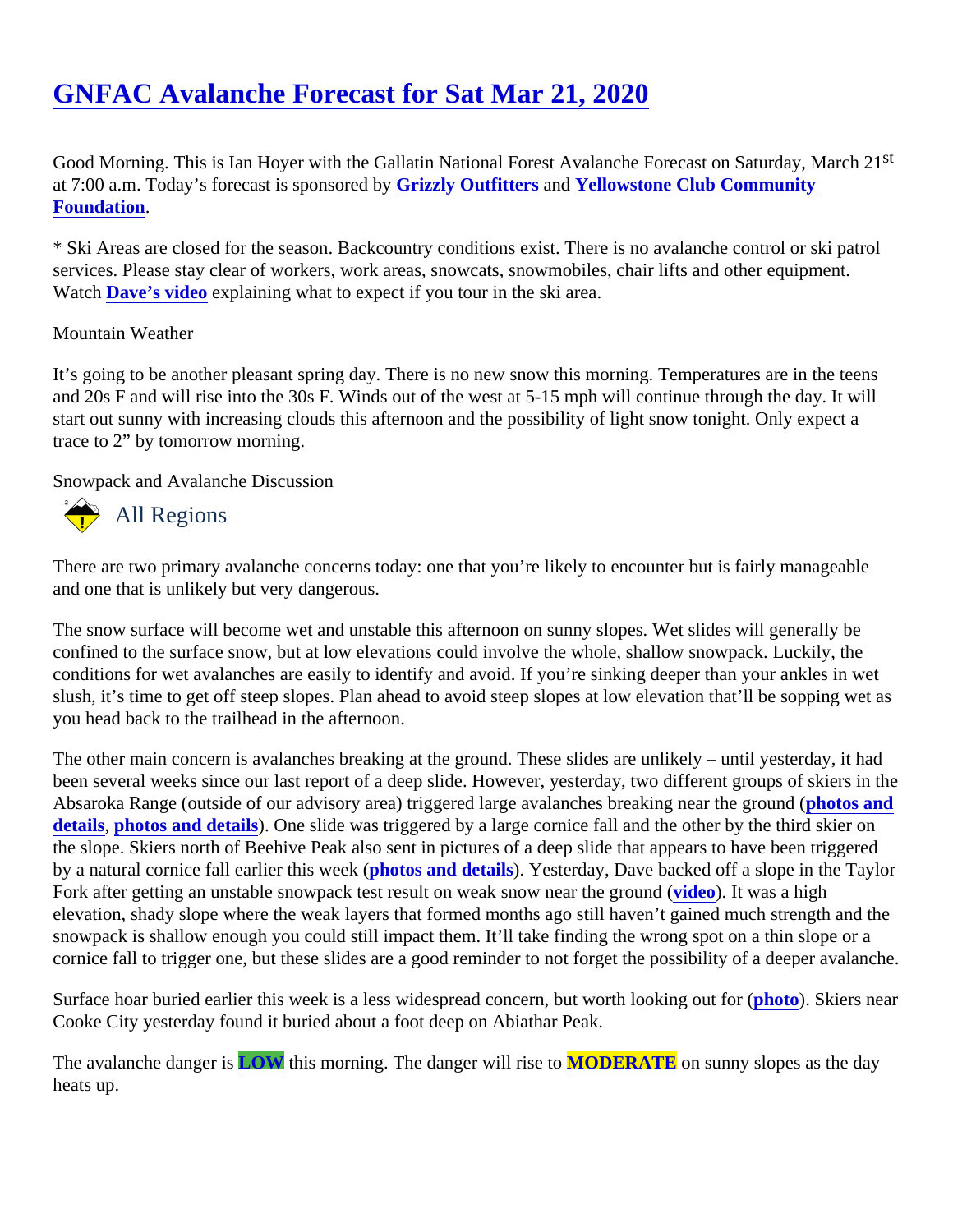# GNFAC Avalanche Forecast for Sat Mar 21, 2020

Good Morning. This is Ian Hoyer with the Gallatin National Forest Avalanche Forecast on Saturday, March 21st at 7:00 a.m. Today's forecast is sponsored by **Grizzly Outfitters** and **Yellowstone Club Community Foundation**.

* Ski Areas are closed for the season. Backcountry conditions exist. There is no avalanche control or ski patrol services. Please stay clear of workers, work areas, snowcats, snowmobiles, chair lifts and other equipment. Watch **Dave's video** explaining what to expect if you tour in the ski area.

Mountain Weather

It's going to be another pleasant spring day. There is no new snow this morning. Temperatures are in the teens and 20s F and will rise into the 30s F. Winds out of the west at 5-15 mph will continue through the day. It will start out sunny with increasing clouds this afternoon and the possibility of light snow tonight. Only expect a trace to 2" by tomorrow morning.

Snowpack and Avalanche Discussion

## All Regions

There are two primary avalanche concerns today: one that you're likely to encounter but is fairly manageable and one that is unlikely but very dangerous.

The snow surface will become wet and unstable this afternoon on sunny slopes. Wet slides will generally be confined to the surface snow, but at low elevations could involve the whole, shallow snowpack. Luckily, the conditions for wet avalanches are easily to identify and avoid. If you're sinking deeper than your ankles in wet slush, it's time to get off steep slopes. Plan ahead to avoid steep slopes at low elevation that'll be sopping wet as you head back to the trailhead in the afternoon.

The other main concern is avalanches breaking at the ground. These slides are unlikely – until yesterday, it had been several weeks since our last report of a deep slide. However, yesterday, two different groups of skiers in the Absaroka Range (outside of our advisory area) triggered large avalanches breaking near the ground (**photos and details**, **photos and details**). One slide was triggered by a large cornice fall and the other by the third skier on the slope. Skiers north of Beehive Peak also sent in pictures of a deep slide that appears to have been triggered by a natural cornice fall earlier this week (**photos and details**). Yesterday, Dave backed off a slope in the Taylor Fork after getting an unstable snowpack test result on weak snow near the ground (**video**). It was a high elevation, shady slope where the weak layers that formed months ago still haven't gained much strength and the snowpack is shallow enough you could still impact them. It'll take finding the wrong spot on a thin slope or a cornice fall to trigger one, but these slides are a good reminder to not forget the possibility of a deeper avalanche.

Surface hoar buried earlier this week is a less widespread concern, but worth looking out for (**photo**). Skiers near Cooke City yesterday found it buried about a foot deep on Abiathar Peak.

The avalanche danger is **LOW** this morning. The danger will rise to **MODERATE** on sunny slopes as the day heats up.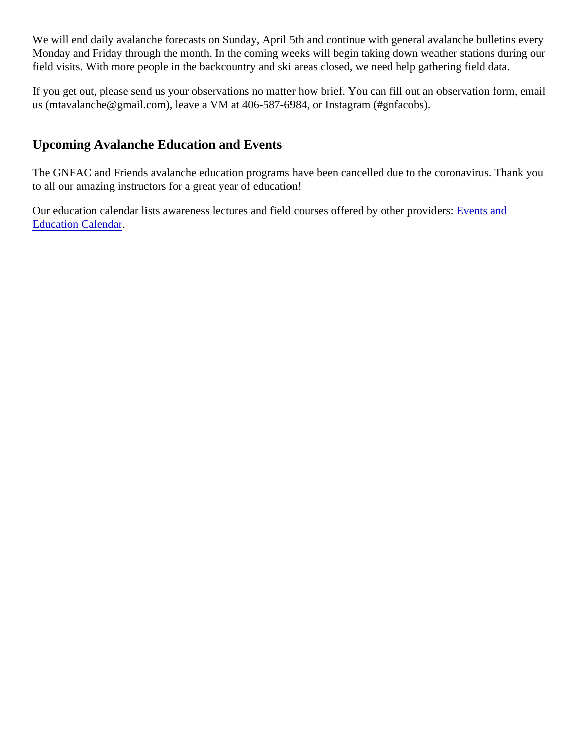We will end daily avalanche forecasts on Sunday, April 5th and continue with general avalanche bulletins every Monday and Friday through the month. In the coming weeks will begin taking down weather stations during our field visits. With more people in the backcountry and ski areas closed, we need help gathering field data.

If you get out, please send us your observations no matter how brief. You can fill out an observation form, email us (mtavalanche@gmail.com), leave a VM at 406-587-6984, or Instagram (#gnfacobs).

## Upcoming Avalanche Education and Events

The GNFAC and Friends avalanche education programs have been cancelled due to the coronavirus. Thank you to all our amazing instructors for a great year of education!

Our education calendar lists awareness lectures and field courses offered by other providers: Events and Education Calendar.